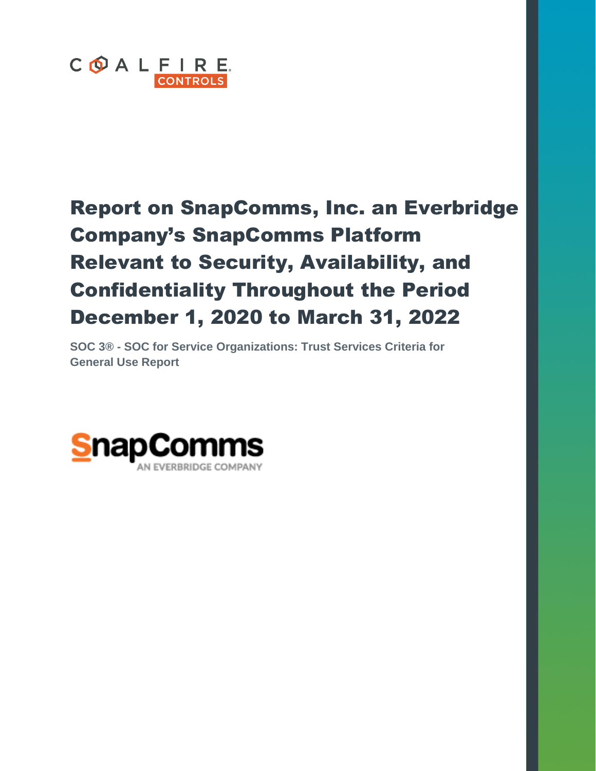COALFIRE CONTROLS

# Report on SnapComms, Inc. an Everbridge Company's SnapComms Platform Relevant to Security, Availability, and Confidentiality Throughout the Period December 1, 2020 to March 31, 2022

**SOC 3® - SOC for Service Organizations: Trust Services Criteria for General Use Report**

SnapComms

AN EVERBRIDGE COMPANY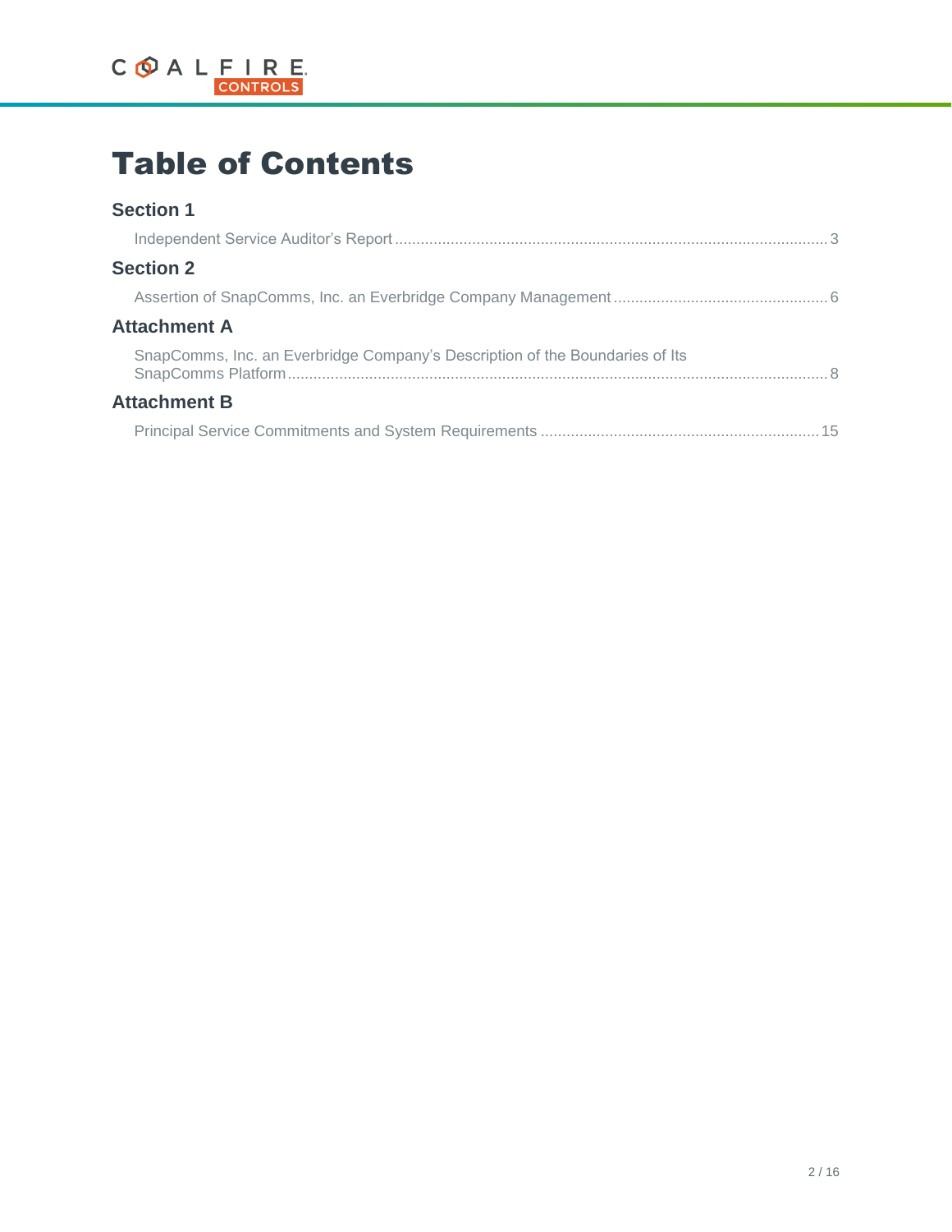# Table of Contents

## Section 1

Independent Service Auditor's Report ..... 3

## Section 2

Assertion of SnapComms, Inc. an Everbridge Company Management ..... 6

## Attachment A

SnapComms, Inc. an Everbridge Company's Description of the Boundaries of Its SnapComms Platform ..... 8

## Attachment B

Principal Service Commitments and System Requirements ..... 15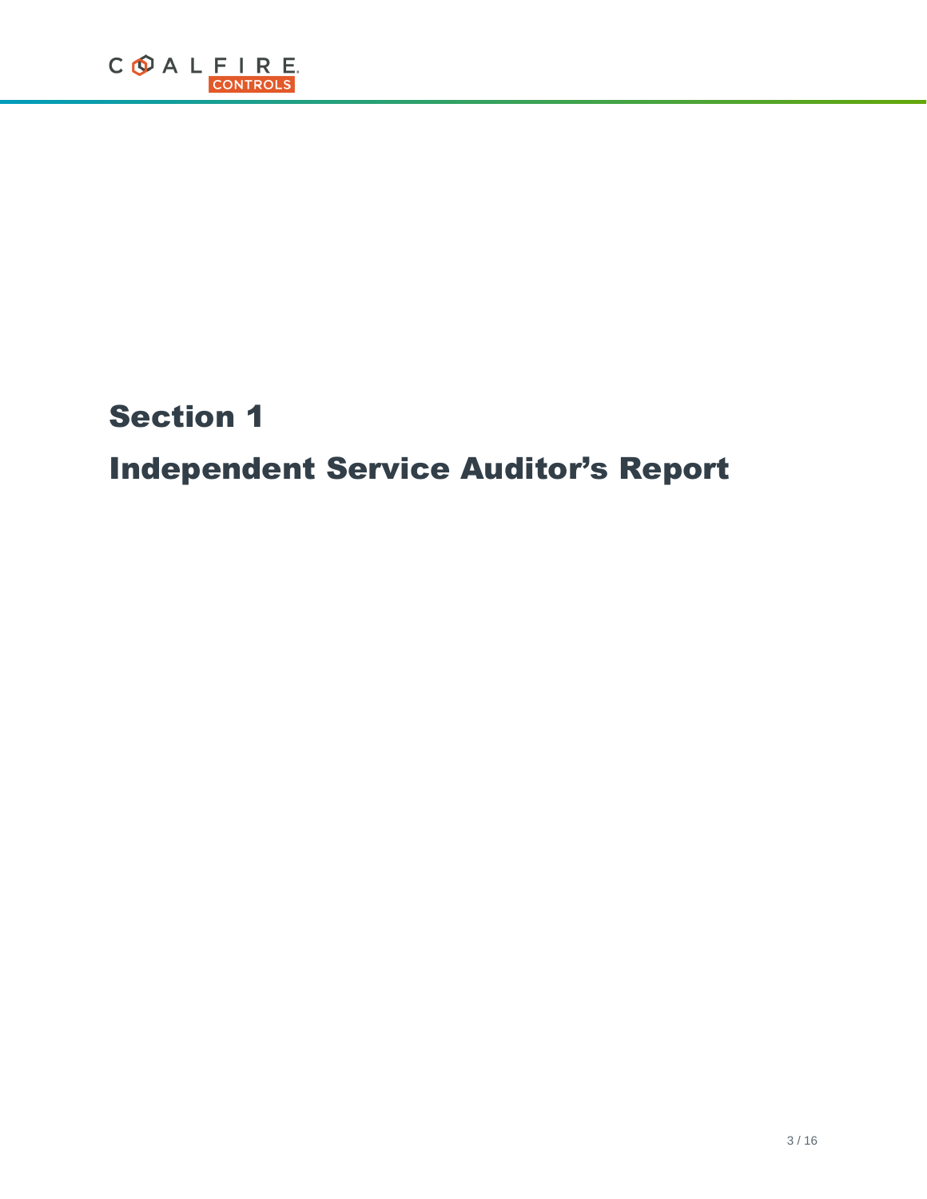# Section 1

# Independent Service Auditor's Report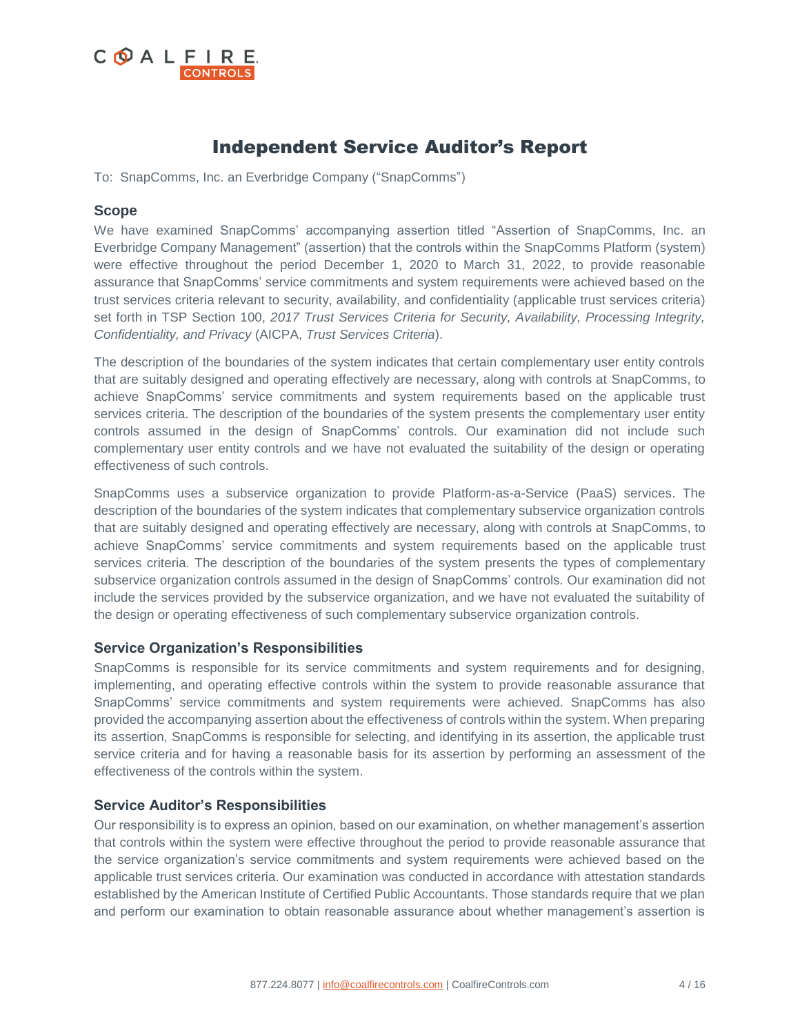# Independent Service Auditor's Report

To: SnapComms, Inc. an Everbridge Company ("SnapComms")

### Scope

We have examined SnapComms' accompanying assertion titled "Assertion of SnapComms, Inc. an Everbridge Company Management" (assertion) that the controls within the SnapComms Platform (system) were effective throughout the period December 1, 2020 to March 31, 2022, to provide reasonable assurance that SnapComms' service commitments and system requirements were achieved based on the trust services criteria relevant to security, availability, and confidentiality (applicable trust services criteria) set forth in TSP Section 100, *2017 Trust Services Criteria for Security, Availability, Processing Integrity, Confidentiality, and Privacy* (AICPA, *Trust Services Criteria*).

The description of the boundaries of the system indicates that certain complementary user entity controls that are suitably designed and operating effectively are necessary, along with controls at SnapComms, to achieve SnapComms' service commitments and system requirements based on the applicable trust services criteria. The description of the boundaries of the system presents the complementary user entity controls assumed in the design of SnapComms' controls. Our examination did not include such complementary user entity controls and we have not evaluated the suitability of the design or operating effectiveness of such controls.

SnapComms uses a subservice organization to provide Platform-as-a-Service (PaaS) services. The description of the boundaries of the system indicates that complementary subservice organization controls that are suitably designed and operating effectively are necessary, along with controls at SnapComms, to achieve SnapComms' service commitments and system requirements based on the applicable trust services criteria. The description of the boundaries of the system presents the types of complementary subservice organization controls assumed in the design of SnapComms' controls. Our examination did not include the services provided by the subservice organization, and we have not evaluated the suitability of the design or operating effectiveness of such complementary subservice organization controls.

### Service Organization's Responsibilities

SnapComms is responsible for its service commitments and system requirements and for designing, implementing, and operating effective controls within the system to provide reasonable assurance that SnapComms' service commitments and system requirements were achieved. SnapComms has also provided the accompanying assertion about the effectiveness of controls within the system. When preparing its assertion, SnapComms is responsible for selecting, and identifying in its assertion, the applicable trust service criteria and for having a reasonable basis for its assertion by performing an assessment of the effectiveness of the controls within the system.

### Service Auditor's Responsibilities

Our responsibility is to express an opinion, based on our examination, on whether management's assertion that controls within the system were effective throughout the period to provide reasonable assurance that the service organization's service commitments and system requirements were achieved based on the applicable trust services criteria. Our examination was conducted in accordance with attestation standards established by the American Institute of Certified Public Accountants. Those standards require that we plan and perform our examination to obtain reasonable assurance about whether management's assertion is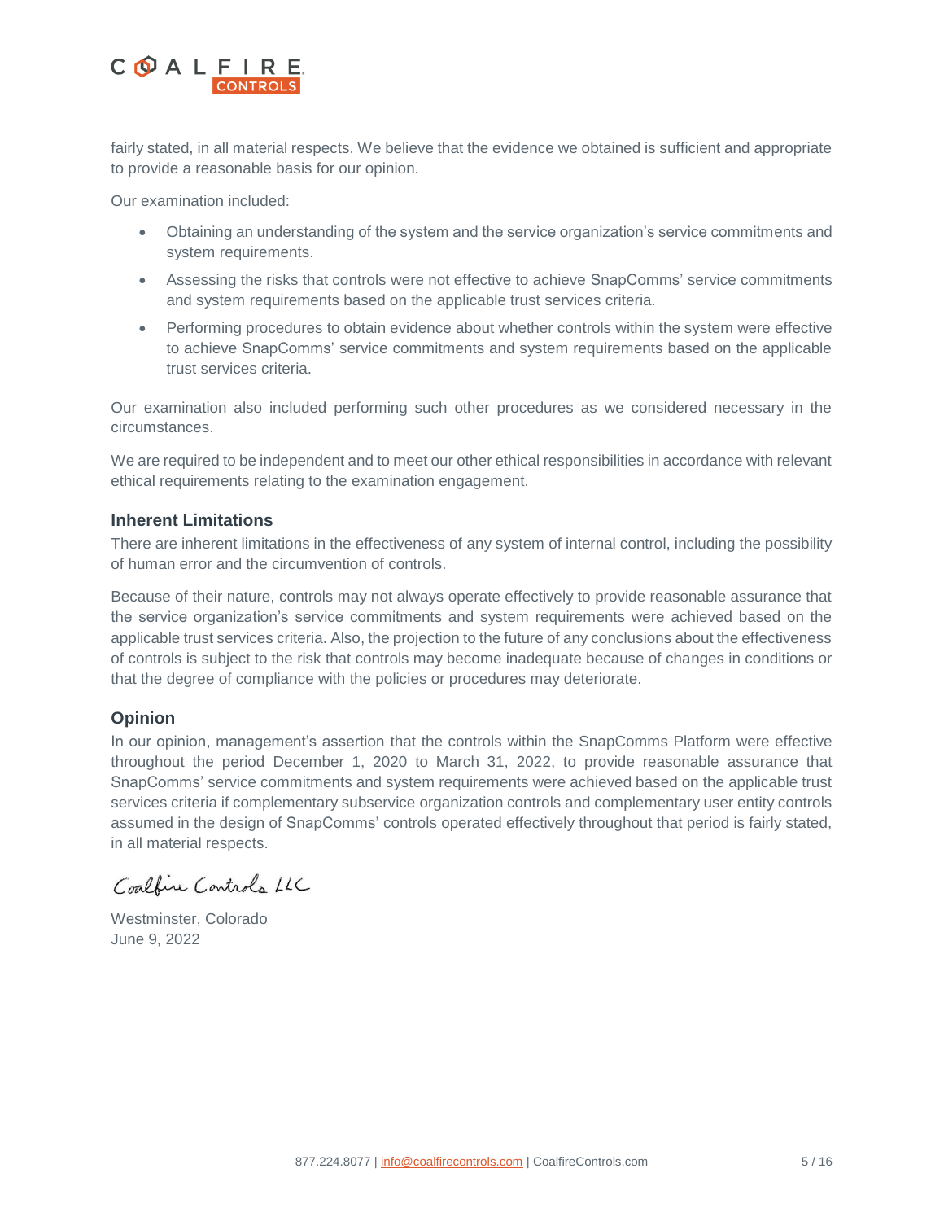fairly stated, in all material respects. We believe that the evidence we obtained is sufficient and appropriate to provide a reasonable basis for our opinion.

Our examination included:

- Obtaining an understanding of the system and the service organization's service commitments and system requirements.
- Assessing the risks that controls were not effective to achieve SnapComms' service commitments and system requirements based on the applicable trust services criteria.
- Performing procedures to obtain evidence about whether controls within the system were effective to achieve SnapComms' service commitments and system requirements based on the applicable trust services criteria.

Our examination also included performing such other procedures as we considered necessary in the circumstances.

We are required to be independent and to meet our other ethical responsibilities in accordance with relevant ethical requirements relating to the examination engagement.

### Inherent Limitations

There are inherent limitations in the effectiveness of any system of internal control, including the possibility of human error and the circumvention of controls.

Because of their nature, controls may not always operate effectively to provide reasonable assurance that the service organization's service commitments and system requirements were achieved based on the applicable trust services criteria. Also, the projection to the future of any conclusions about the effectiveness of controls is subject to the risk that controls may become inadequate because of changes in conditions or that the degree of compliance with the policies or procedures may deteriorate.

### Opinion

In our opinion, management's assertion that the controls within the SnapComms Platform were effective throughout the period December 1, 2020 to March 31, 2022, to provide reasonable assurance that SnapComms' service commitments and system requirements were achieved based on the applicable trust services criteria if complementary subservice organization controls and complementary user entity controls assumed in the design of SnapComms' controls operated effectively throughout that period is fairly stated, in all material respects.

*Coalfire Controls LLC*

Westminster, Colorado
June 9, 2022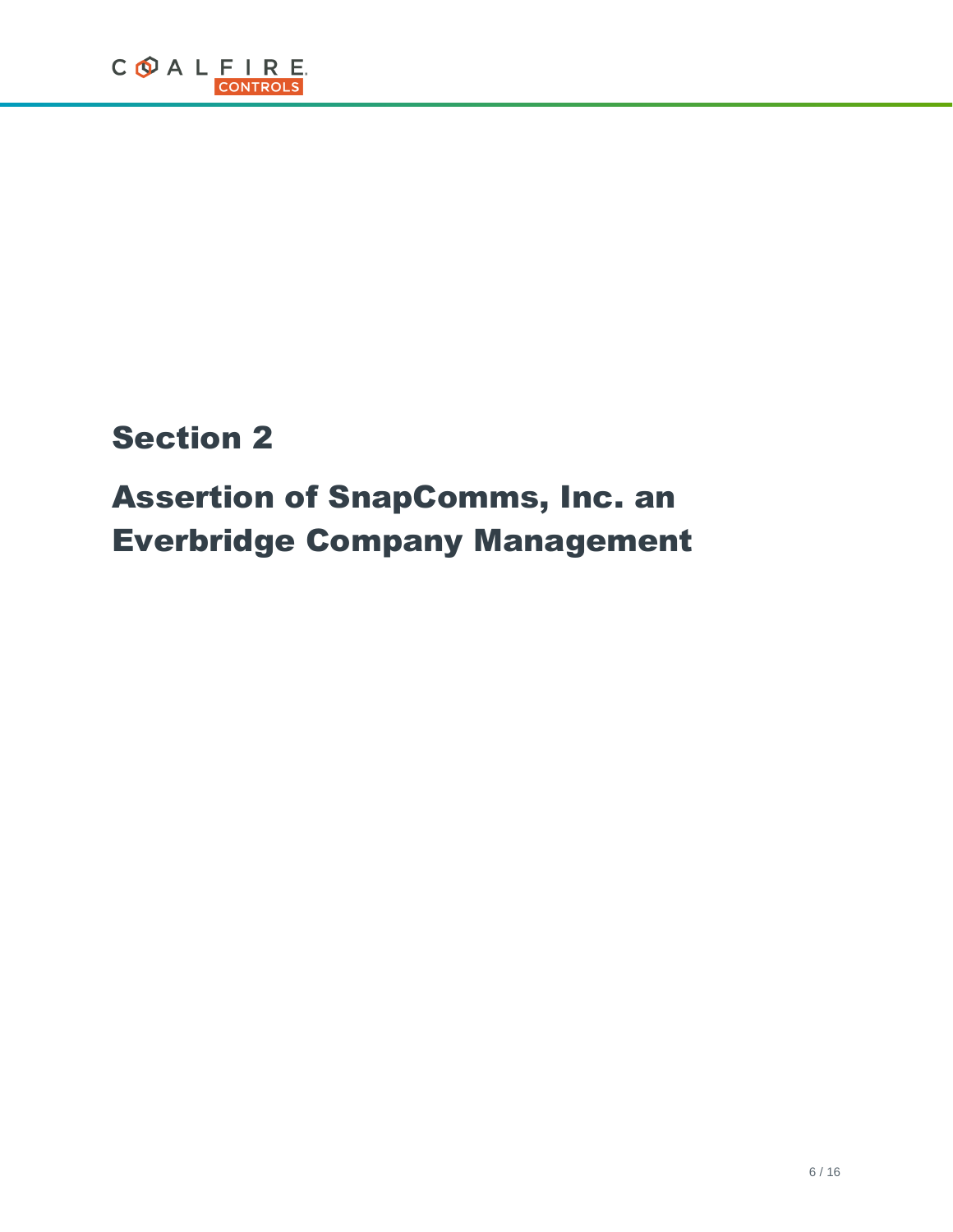# Section 2

# Assertion of SnapComms, Inc. an Everbridge Company Management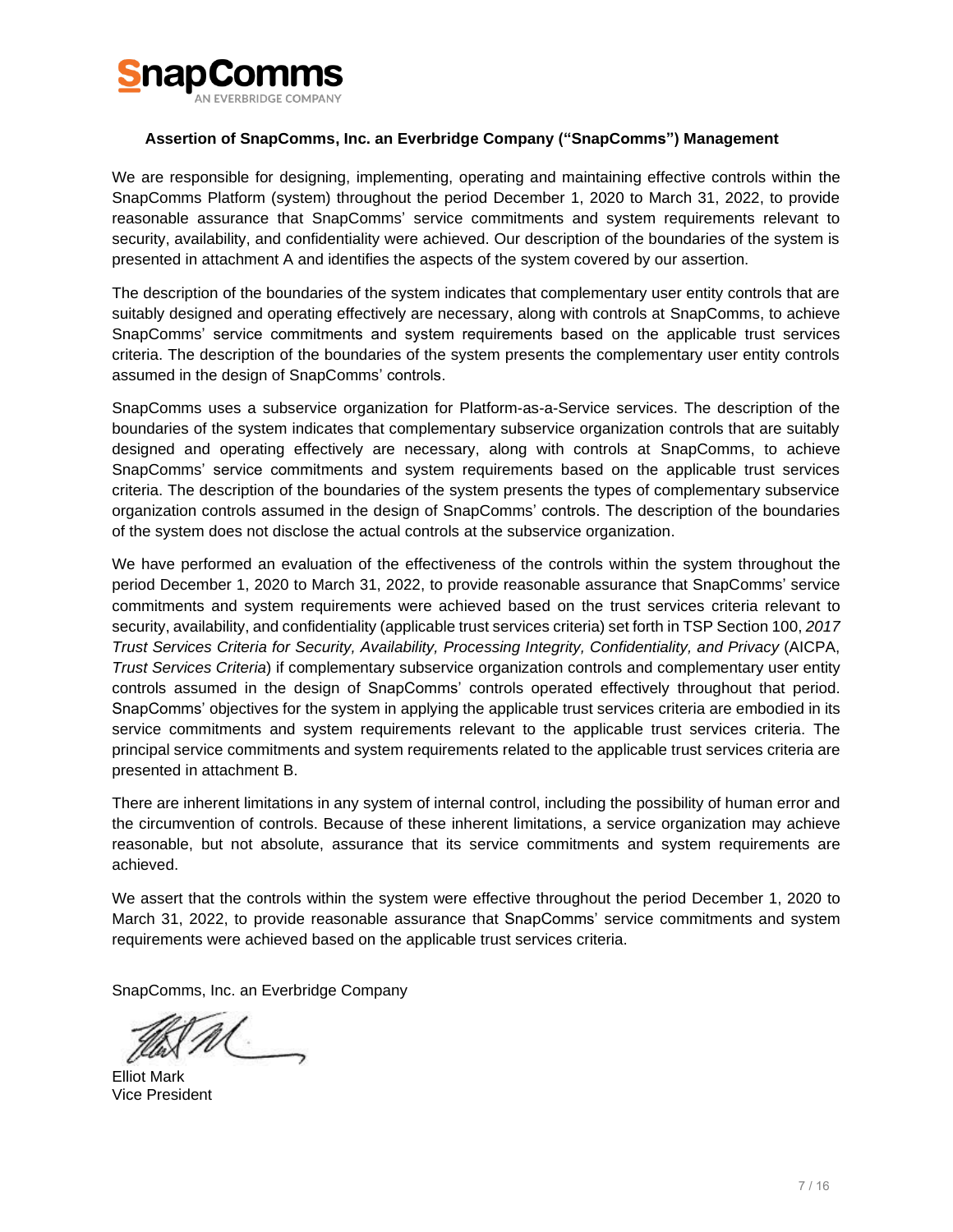**Assertion of SnapComms, Inc. an Everbridge Company ("SnapComms") Management**

We are responsible for designing, implementing, operating and maintaining effective controls within the SnapComms Platform (system) throughout the period December 1, 2020 to March 31, 2022, to provide reasonable assurance that SnapComms' service commitments and system requirements relevant to security, availability, and confidentiality were achieved. Our description of the boundaries of the system is presented in attachment A and identifies the aspects of the system covered by our assertion.

The description of the boundaries of the system indicates that complementary user entity controls that are suitably designed and operating effectively are necessary, along with controls at SnapComms, to achieve SnapComms' service commitments and system requirements based on the applicable trust services criteria. The description of the boundaries of the system presents the complementary user entity controls assumed in the design of SnapComms' controls.

SnapComms uses a subservice organization for Platform-as-a-Service services. The description of the boundaries of the system indicates that complementary subservice organization controls that are suitably designed and operating effectively are necessary, along with controls at SnapComms, to achieve SnapComms' service commitments and system requirements based on the applicable trust services criteria. The description of the boundaries of the system presents the types of complementary subservice organization controls assumed in the design of SnapComms' controls. The description of the boundaries of the system does not disclose the actual controls at the subservice organization.

We have performed an evaluation of the effectiveness of the controls within the system throughout the period December 1, 2020 to March 31, 2022, to provide reasonable assurance that SnapComms' service commitments and system requirements were achieved based on the trust services criteria relevant to security, availability, and confidentiality (applicable trust services criteria) set forth in TSP Section 100, *2017 Trust Services Criteria for Security, Availability, Processing Integrity, Confidentiality, and Privacy* (AICPA, *Trust Services Criteria*) if complementary subservice organization controls and complementary user entity controls assumed in the design of SnapComms' controls operated effectively throughout that period. SnapComms' objectives for the system in applying the applicable trust services criteria are embodied in its service commitments and system requirements relevant to the applicable trust services criteria. The principal service commitments and system requirements related to the applicable trust services criteria are presented in attachment B.

There are inherent limitations in any system of internal control, including the possibility of human error and the circumvention of controls. Because of these inherent limitations, a service organization may achieve reasonable, but not absolute, assurance that its service commitments and system requirements are achieved.

We assert that the controls within the system were effective throughout the period December 1, 2020 to March 31, 2022, to provide reasonable assurance that SnapComms' service commitments and system requirements were achieved based on the applicable trust services criteria.

SnapComms, Inc. an Everbridge Company

Elliot Mark
Vice President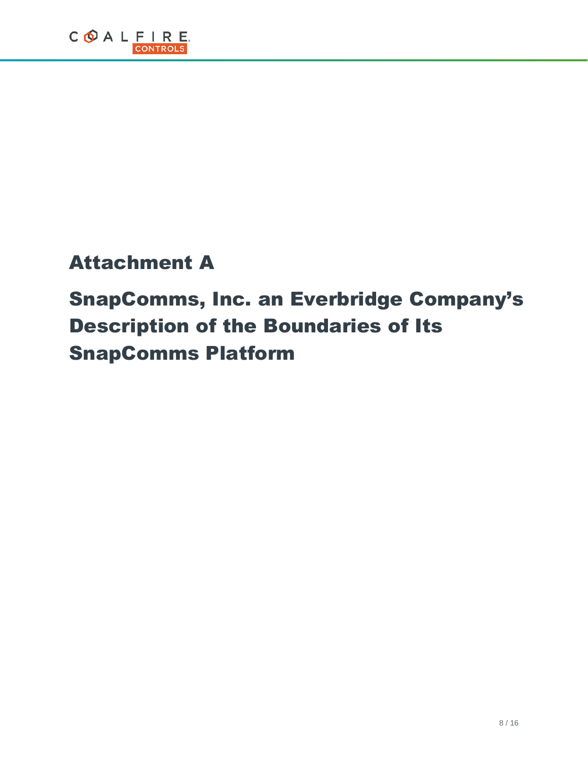# Attachment A

# SnapComms, Inc. an Everbridge Company's Description of the Boundaries of Its SnapComms Platform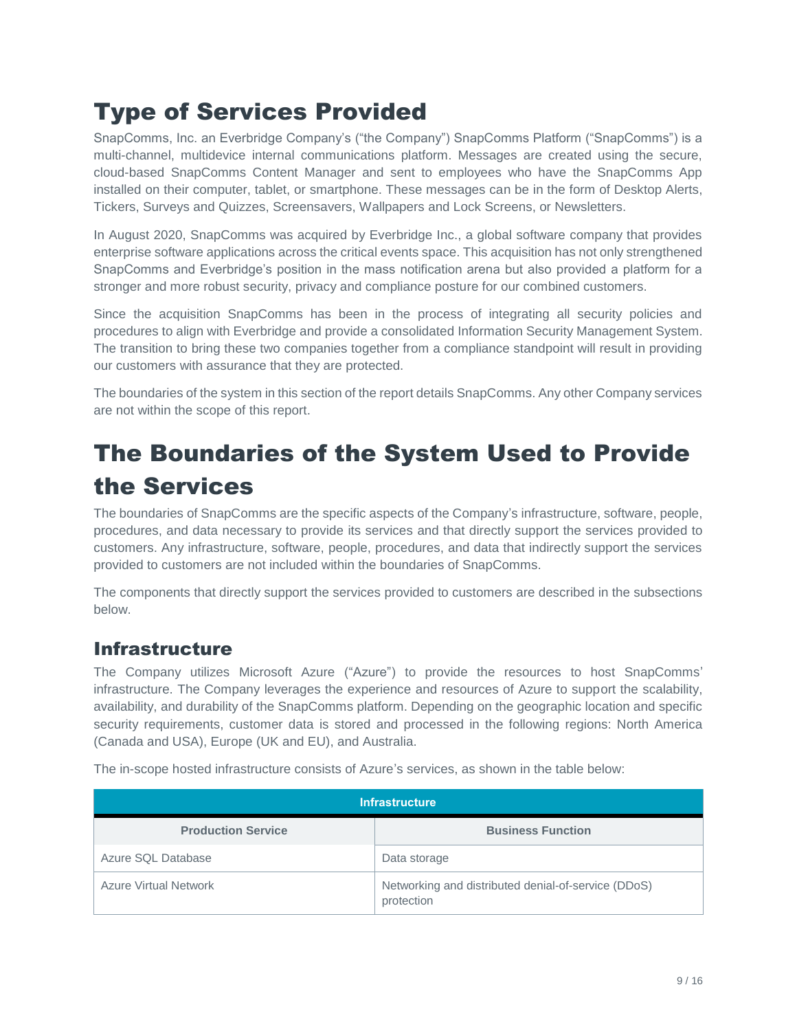# Type of Services Provided

SnapComms, Inc. an Everbridge Company's ("the Company") SnapComms Platform ("SnapComms") is a multi-channel, multidevice internal communications platform. Messages are created using the secure, cloud-based SnapComms Content Manager and sent to employees who have the SnapComms App installed on their computer, tablet, or smartphone. These messages can be in the form of Desktop Alerts, Tickers, Surveys and Quizzes, Screensavers, Wallpapers and Lock Screens, or Newsletters.

In August 2020, SnapComms was acquired by Everbridge Inc., a global software company that provides enterprise software applications across the critical events space. This acquisition has not only strengthened SnapComms and Everbridge's position in the mass notification arena but also provided a platform for a stronger and more robust security, privacy and compliance posture for our combined customers.

Since the acquisition SnapComms has been in the process of integrating all security policies and procedures to align with Everbridge and provide a consolidated Information Security Management System. The transition to bring these two companies together from a compliance standpoint will result in providing our customers with assurance that they are protected.

The boundaries of the system in this section of the report details SnapComms. Any other Company services are not within the scope of this report.

# The Boundaries of the System Used to Provide the Services

The boundaries of SnapComms are the specific aspects of the Company's infrastructure, software, people, procedures, and data necessary to provide its services and that directly support the services provided to customers. Any infrastructure, software, people, procedures, and data that indirectly support the services provided to customers are not included within the boundaries of SnapComms.

The components that directly support the services provided to customers are described in the subsections below.

## Infrastructure

The Company utilizes Microsoft Azure ("Azure") to provide the resources to host SnapComms' infrastructure. The Company leverages the experience and resources of Azure to support the scalability, availability, and durability of the SnapComms platform. Depending on the geographic location and specific security requirements, customer data is stored and processed in the following regions: North America (Canada and USA), Europe (UK and EU), and Australia.

The in-scope hosted infrastructure consists of Azure's services, as shown in the table below:

| Infrastructure | |
|---|---|
| **Production Service** | **Business Function** |
| Azure SQL Database | Data storage |
| Azure Virtual Network | Networking and distributed denial-of-service (DDoS) protection |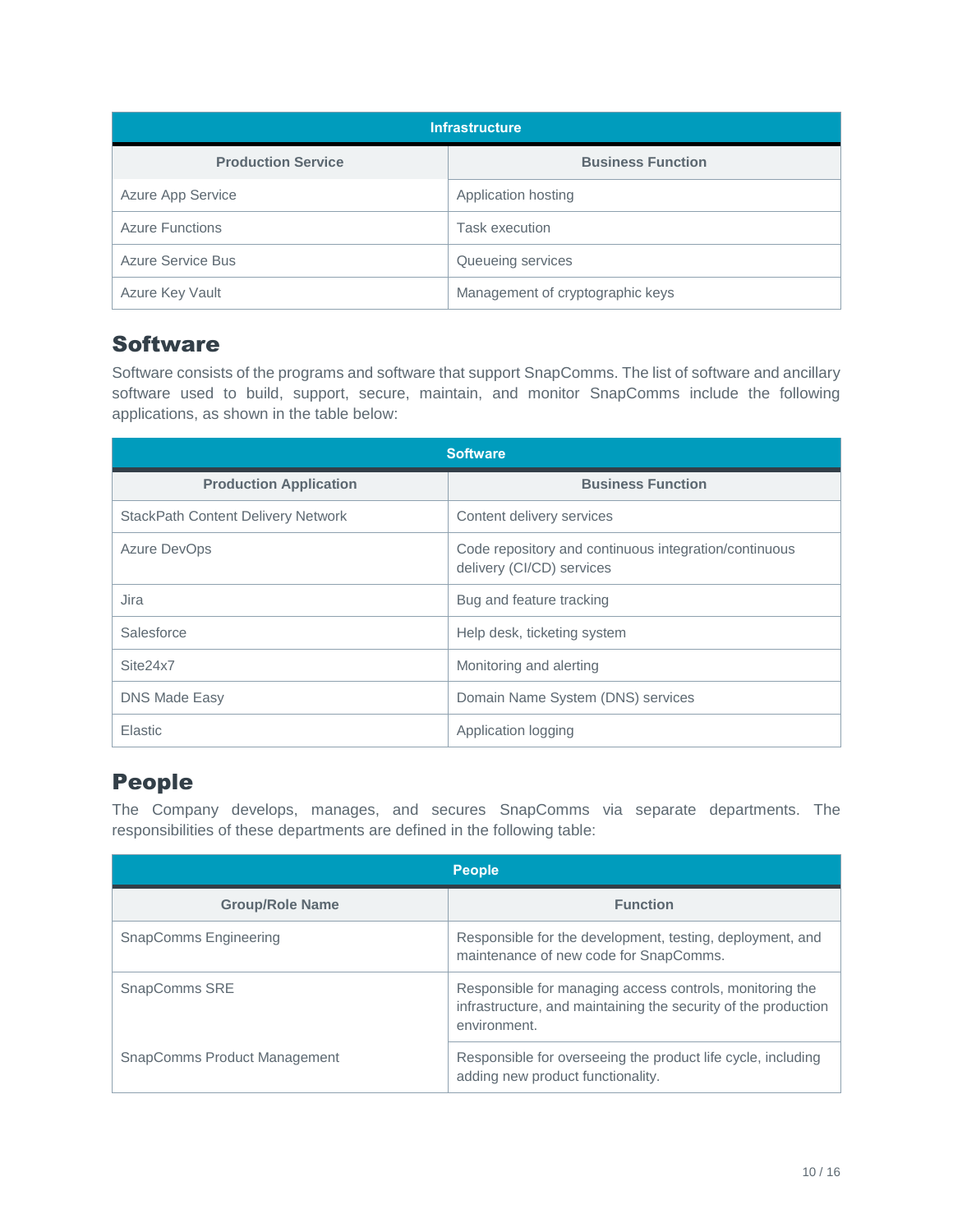| Infrastructure | |
| --- | --- |
| **Production Service** | **Business Function** |
| Azure App Service | Application hosting |
| Azure Functions | Task execution |
| Azure Service Bus | Queueing services |
| Azure Key Vault | Management of cryptographic keys |

## Software

Software consists of the programs and software that support SnapComms. The list of software and ancillary software used to build, support, secure, maintain, and monitor SnapComms include the following applications, as shown in the table below:

| Software | |
| --- | --- |
| **Production Application** | **Business Function** |
| StackPath Content Delivery Network | Content delivery services |
| Azure DevOps | Code repository and continuous integration/continuous delivery (CI/CD) services |
| Jira | Bug and feature tracking |
| Salesforce | Help desk, ticketing system |
| Site24x7 | Monitoring and alerting |
| DNS Made Easy | Domain Name System (DNS) services |
| Elastic | Application logging |

## People

The Company develops, manages, and secures SnapComms via separate departments. The responsibilities of these departments are defined in the following table:

| People | |
| --- | --- |
| **Group/Role Name** | **Function** |
| SnapComms Engineering | Responsible for the development, testing, deployment, and maintenance of new code for SnapComms. |
| SnapComms SRE | Responsible for managing access controls, monitoring the infrastructure, and maintaining the security of the production environment. |
| SnapComms Product Management | Responsible for overseeing the product life cycle, including adding new product functionality. |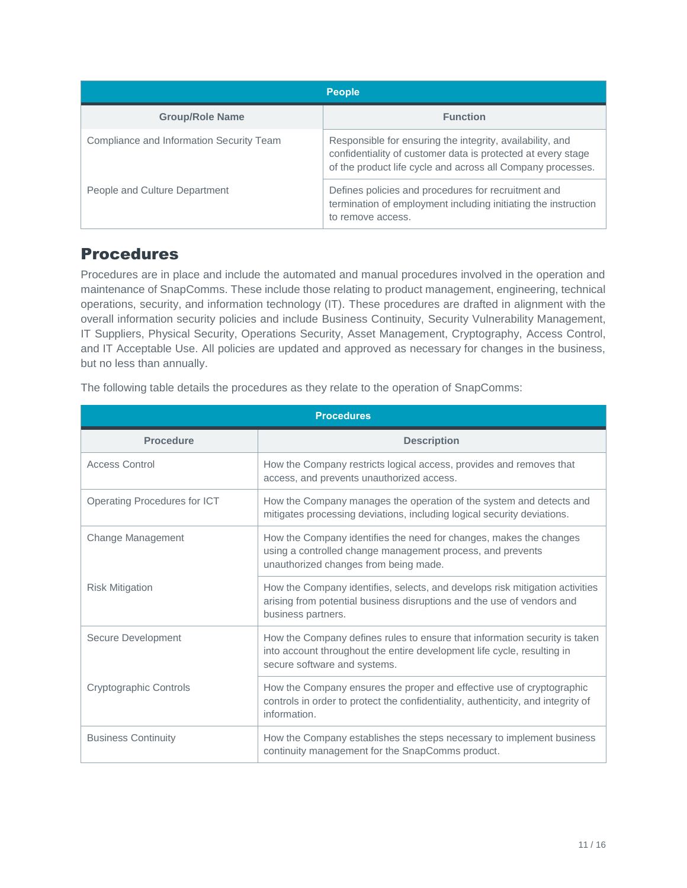| People | |
|---|---|
| **Group/Role Name** | **Function** |
| Compliance and Information Security Team | Responsible for ensuring the integrity, availability, and confidentiality of customer data is protected at every stage of the product life cycle and across all Company processes. |
| People and Culture Department | Defines policies and procedures for recruitment and termination of employment including initiating the instruction to remove access. |

## Procedures

Procedures are in place and include the automated and manual procedures involved in the operation and maintenance of SnapComms. These include those relating to product management, engineering, technical operations, security, and information technology (IT). These procedures are drafted in alignment with the overall information security policies and include Business Continuity, Security Vulnerability Management, IT Suppliers, Physical Security, Operations Security, Asset Management, Cryptography, Access Control, and IT Acceptable Use. All policies are updated and approved as necessary for changes in the business, but no less than annually.

The following table details the procedures as they relate to the operation of SnapComms:

| Procedures | |
|---|---|
| **Procedure** | **Description** |
| Access Control | How the Company restricts logical access, provides and removes that access, and prevents unauthorized access. |
| Operating Procedures for ICT | How the Company manages the operation of the system and detects and mitigates processing deviations, including logical security deviations. |
| Change Management | How the Company identifies the need for changes, makes the changes using a controlled change management process, and prevents unauthorized changes from being made. |
| Risk Mitigation | How the Company identifies, selects, and develops risk mitigation activities arising from potential business disruptions and the use of vendors and business partners. |
| Secure Development | How the Company defines rules to ensure that information security is taken into account throughout the entire development life cycle, resulting in secure software and systems. |
| Cryptographic Controls | How the Company ensures the proper and effective use of cryptographic controls in order to protect the confidentiality, authenticity, and integrity of information. |
| Business Continuity | How the Company establishes the steps necessary to implement business continuity management for the SnapComms product. |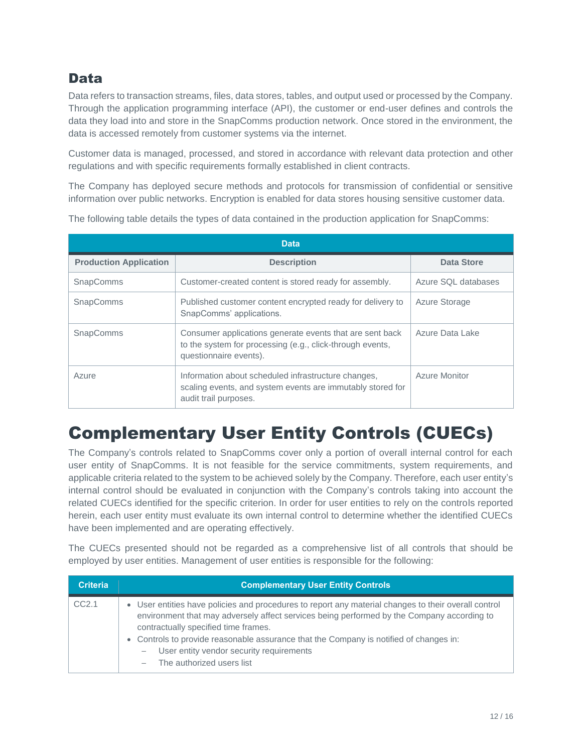## Data

Data refers to transaction streams, files, data stores, tables, and output used or processed by the Company. Through the application programming interface (API), the customer or end-user defines and controls the data they load into and store in the SnapComms production network. Once stored in the environment, the data is accessed remotely from customer systems via the internet.

Customer data is managed, processed, and stored in accordance with relevant data protection and other regulations and with specific requirements formally established in client contracts.

The Company has deployed secure methods and protocols for transmission of confidential or sensitive information over public networks. Encryption is enabled for data stores housing sensitive customer data.

The following table details the types of data contained in the production application for SnapComms:

| Data | | |
|---|---|---|
| **Production Application** | **Description** | **Data Store** |
| SnapComms | Customer-created content is stored ready for assembly. | Azure SQL databases |
| SnapComms | Published customer content encrypted ready for delivery to SnapComms' applications. | Azure Storage |
| SnapComms | Consumer applications generate events that are sent back to the system for processing (e.g., click-through events, questionnaire events). | Azure Data Lake |
| Azure | Information about scheduled infrastructure changes, scaling events, and system events are immutably stored for audit trail purposes. | Azure Monitor |

# Complementary User Entity Controls (CUECs)

The Company's controls related to SnapComms cover only a portion of overall internal control for each user entity of SnapComms. It is not feasible for the service commitments, system requirements, and applicable criteria related to the system to be achieved solely by the Company. Therefore, each user entity's internal control should be evaluated in conjunction with the Company's controls taking into account the related CUECs identified for the specific criterion. In order for user entities to rely on the controls reported herein, each user entity must evaluate its own internal control to determine whether the identified CUECs have been implemented and are operating effectively.

The CUECs presented should not be regarded as a comprehensive list of all controls that should be employed by user entities. Management of user entities is responsible for the following:

| Criteria | Complementary User Entity Controls |
|---|---|
| CC2.1 | • User entities have policies and procedures to report any material changes to their overall control environment that may adversely affect services being performed by the Company according to contractually specified time frames.<br>• Controls to provide reasonable assurance that the Company is notified of changes in:<br>&nbsp;&nbsp;&nbsp;– User entity vendor security requirements<br>&nbsp;&nbsp;&nbsp;– The authorized users list |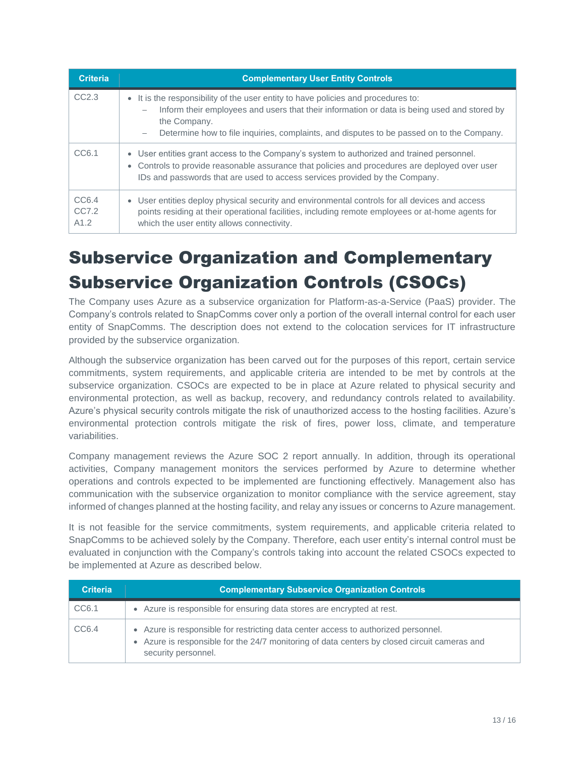| Criteria | Complementary User Entity Controls |
|---|---|
| CC2.3 | • It is the responsibility of the user entity to have policies and procedures to:<br>– Inform their employees and users that their information or data is being used and stored by the Company.<br>– Determine how to file inquiries, complaints, and disputes to be passed on to the Company. |
| CC6.1 | • User entities grant access to the Company's system to authorized and trained personnel.<br>• Controls to provide reasonable assurance that policies and procedures are deployed over user IDs and passwords that are used to access services provided by the Company. |
| CC6.4<br>CC7.2<br>A1.2 | • User entities deploy physical security and environmental controls for all devices and access points residing at their operational facilities, including remote employees or at-home agents for which the user entity allows connectivity. |

# Subservice Organization and Complementary Subservice Organization Controls (CSOCs)

The Company uses Azure as a subservice organization for Platform-as-a-Service (PaaS) provider. The Company's controls related to SnapComms cover only a portion of the overall internal control for each user entity of SnapComms. The description does not extend to the colocation services for IT infrastructure provided by the subservice organization.

Although the subservice organization has been carved out for the purposes of this report, certain service commitments, system requirements, and applicable criteria are intended to be met by controls at the subservice organization. CSOCs are expected to be in place at Azure related to physical security and environmental protection, as well as backup, recovery, and redundancy controls related to availability. Azure's physical security controls mitigate the risk of unauthorized access to the hosting facilities. Azure's environmental protection controls mitigate the risk of fires, power loss, climate, and temperature variabilities.

Company management reviews the Azure SOC 2 report annually. In addition, through its operational activities, Company management monitors the services performed by Azure to determine whether operations and controls expected to be implemented are functioning effectively. Management also has communication with the subservice organization to monitor compliance with the service agreement, stay informed of changes planned at the hosting facility, and relay any issues or concerns to Azure management.

It is not feasible for the service commitments, system requirements, and applicable criteria related to SnapComms to be achieved solely by the Company. Therefore, each user entity's internal control must be evaluated in conjunction with the Company's controls taking into account the related CSOCs expected to be implemented at Azure as described below.

| Criteria | Complementary Subservice Organization Controls |
|---|---|
| CC6.1 | • Azure is responsible for ensuring data stores are encrypted at rest. |
| CC6.4 | • Azure is responsible for restricting data center access to authorized personnel.<br>• Azure is responsible for the 24/7 monitoring of data centers by closed circuit cameras and security personnel. |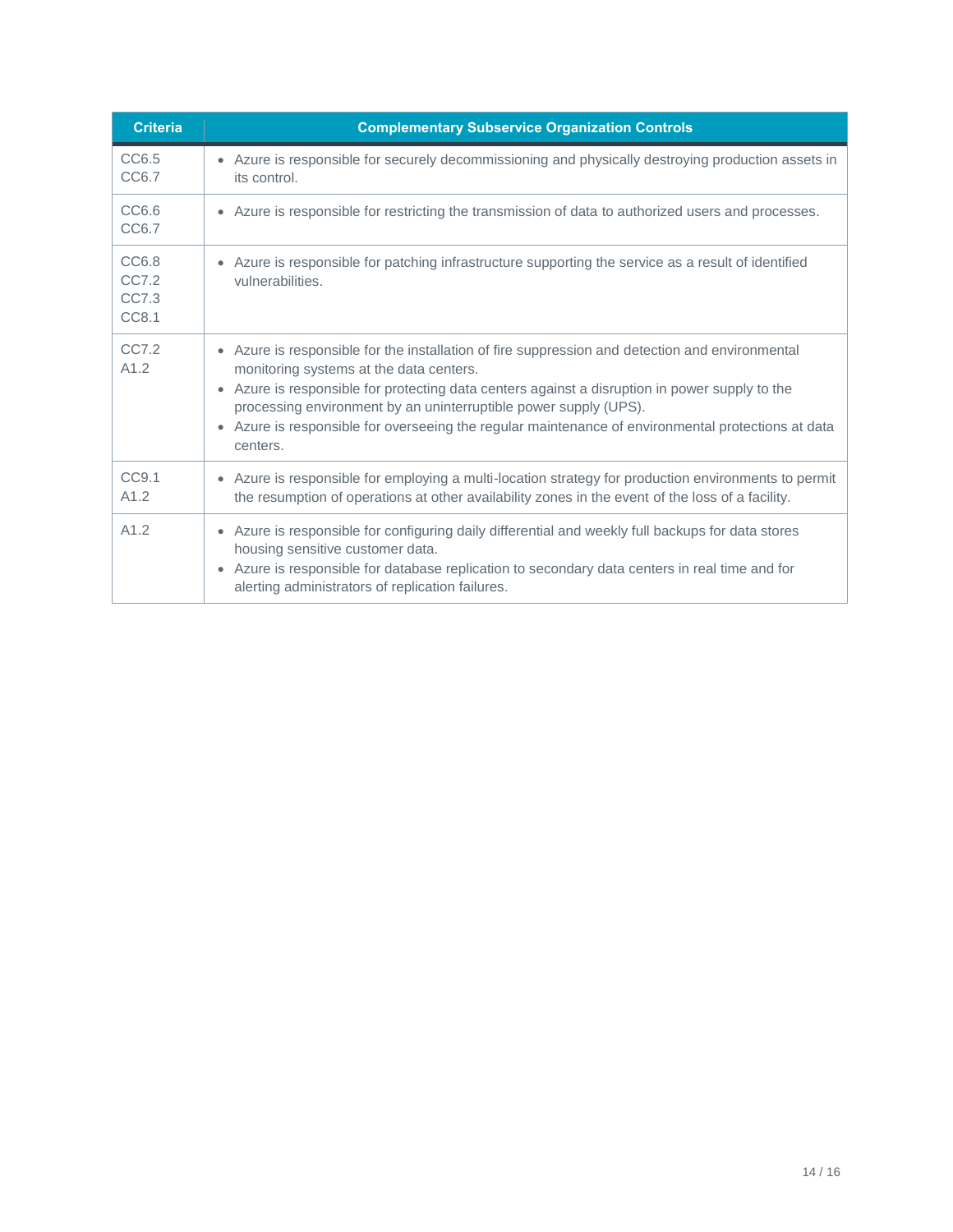| Criteria | Complementary Subservice Organization Controls |
|---|---|
| CC6.5<br>CC6.7 | • Azure is responsible for securely decommissioning and physically destroying production assets in its control. |
| CC6.6<br>CC6.7 | • Azure is responsible for restricting the transmission of data to authorized users and processes. |
| CC6.8<br>CC7.2<br>CC7.3<br>CC8.1 | • Azure is responsible for patching infrastructure supporting the service as a result of identified vulnerabilities. |
| CC7.2<br>A1.2 | • Azure is responsible for the installation of fire suppression and detection and environmental monitoring systems at the data centers.<br>• Azure is responsible for protecting data centers against a disruption in power supply to the processing environment by an uninterruptible power supply (UPS).<br>• Azure is responsible for overseeing the regular maintenance of environmental protections at data centers. |
| CC9.1<br>A1.2 | • Azure is responsible for employing a multi-location strategy for production environments to permit the resumption of operations at other availability zones in the event of the loss of a facility. |
| A1.2 | • Azure is responsible for configuring daily differential and weekly full backups for data stores housing sensitive customer data.<br>• Azure is responsible for database replication to secondary data centers in real time and for alerting administrators of replication failures. |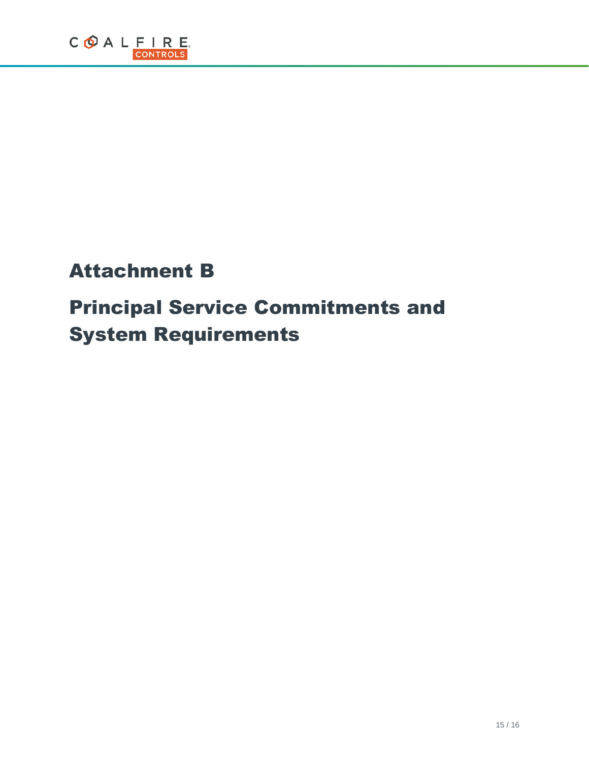# Attachment B

# Principal Service Commitments and System Requirements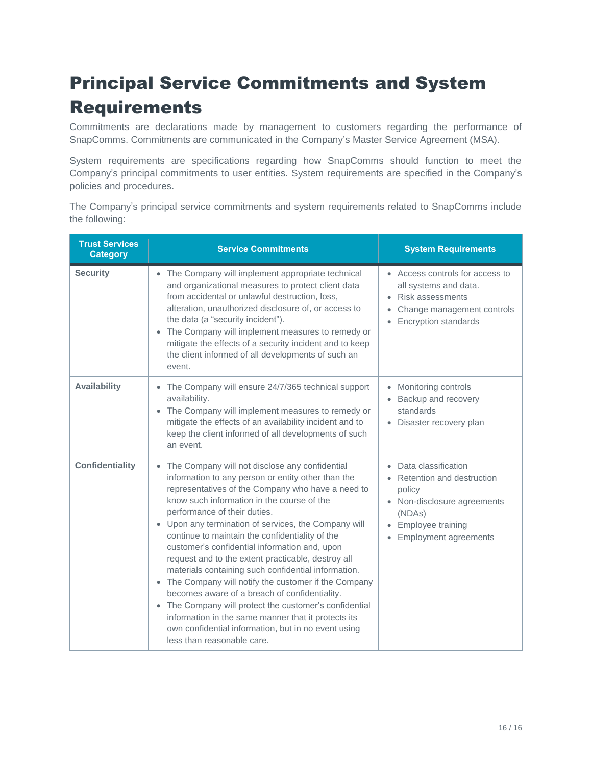# Principal Service Commitments and System Requirements

Commitments are declarations made by management to customers regarding the performance of SnapComms. Commitments are communicated in the Company's Master Service Agreement (MSA).

System requirements are specifications regarding how SnapComms should function to meet the Company's principal commitments to user entities. System requirements are specified in the Company's policies and procedures.

The Company's principal service commitments and system requirements related to SnapComms include the following:

| Trust Services Category | Service Commitments | System Requirements |
|---|---|---|
| **Security** | • The Company will implement appropriate technical and organizational measures to protect client data from accidental or unlawful destruction, loss, alteration, unauthorized disclosure of, or access to the data (a "security incident").<br>• The Company will implement measures to remedy or mitigate the effects of a security incident and to keep the client informed of all developments of such an event. | • Access controls for access to all systems and data.<br>• Risk assessments<br>• Change management controls<br>• Encryption standards |
| **Availability** | • The Company will ensure 24/7/365 technical support availability.<br>• The Company will implement measures to remedy or mitigate the effects of an availability incident and to keep the client informed of all developments of such an event. | • Monitoring controls<br>• Backup and recovery standards<br>• Disaster recovery plan |
| **Confidentiality** | • The Company will not disclose any confidential information to any person or entity other than the representatives of the Company who have a need to know such information in the course of the performance of their duties.<br>• Upon any termination of services, the Company will continue to maintain the confidentiality of the customer's confidential information and, upon request and to the extent practicable, destroy all materials containing such confidential information.<br>• The Company will notify the customer if the Company becomes aware of a breach of confidentiality.<br>• The Company will protect the customer's confidential information in the same manner that it protects its own confidential information, but in no event using less than reasonable care. | • Data classification<br>• Retention and destruction policy<br>• Non-disclosure agreements (NDAs)<br>• Employee training<br>• Employment agreements |